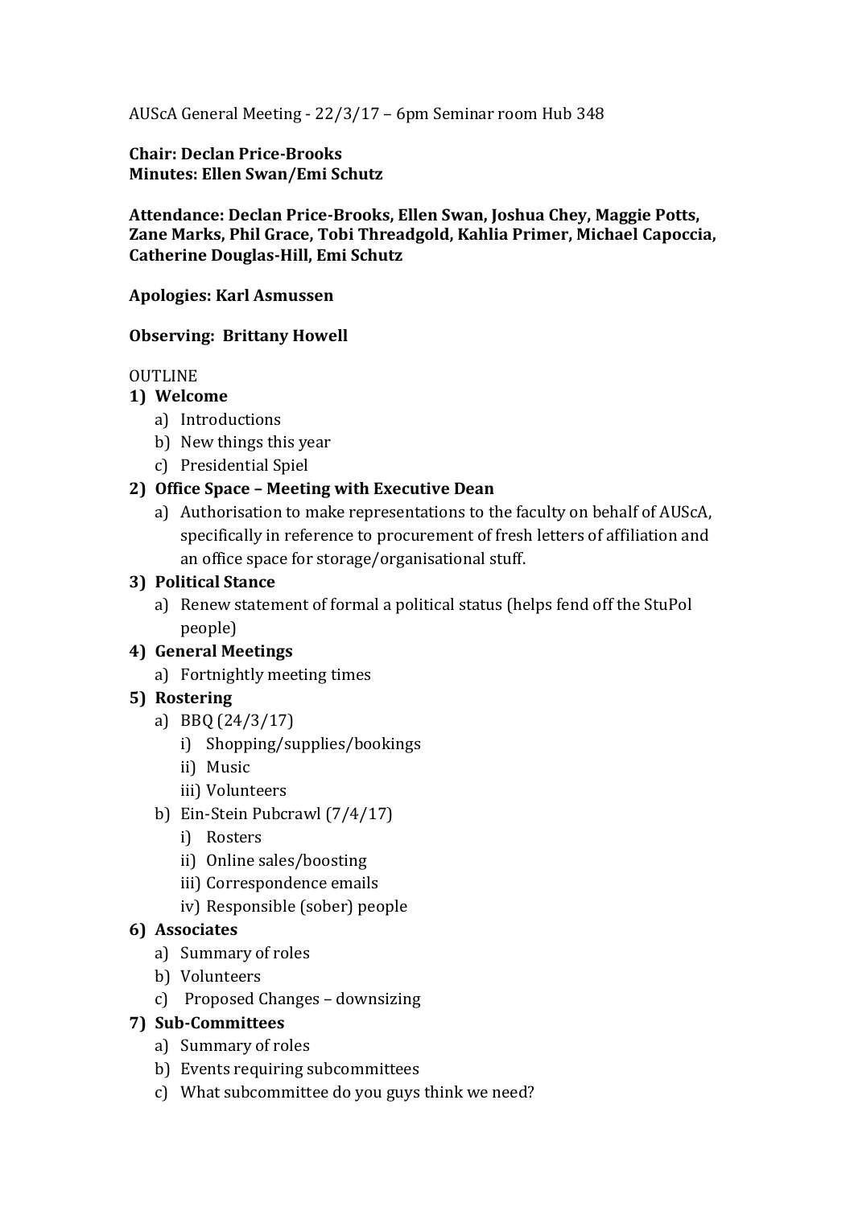AUScA General Meeting - 22/3/17 – 6pm Seminar room Hub 348

**Chair: Declan Price-Brooks**
**Minutes: Ellen Swan/Emi Schutz**

**Attendance: Declan Price-Brooks, Ellen Swan, Joshua Chey, Maggie Potts, Zane Marks, Phil Grace, Tobi Threadgold, Kahlia Primer, Michael Capoccia, Catherine Douglas-Hill, Emi Schutz**

**Apologies: Karl Asmussen**

**Observing: Brittany Howell**

OUTLINE

1) **Welcome**
   a) Introductions
   b) New things this year
   c) Presidential Spiel
2) **Office Space – Meeting with Executive Dean**
   a) Authorisation to make representations to the faculty on behalf of AUScA, specifically in reference to procurement of fresh letters of affiliation and an office space for storage/organisational stuff.
3) **Political Stance**
   a) Renew statement of formal a political status (helps fend off the StuPol people)
4) **General Meetings**
   a) Fortnightly meeting times
5) **Rostering**
   a) BBQ (24/3/17)
      i) Shopping/supplies/bookings
      ii) Music
      iii) Volunteers
   b) Ein-Stein Pubcrawl (7/4/17)
      i) Rosters
      ii) Online sales/boosting
      iii) Correspondence emails
      iv) Responsible (sober) people
6) **Associates**
   a) Summary of roles
   b) Volunteers
   c) Proposed Changes – downsizing
7) **Sub-Committees**
   a) Summary of roles
   b) Events requiring subcommittees
   c) What subcommittee do you guys think we need?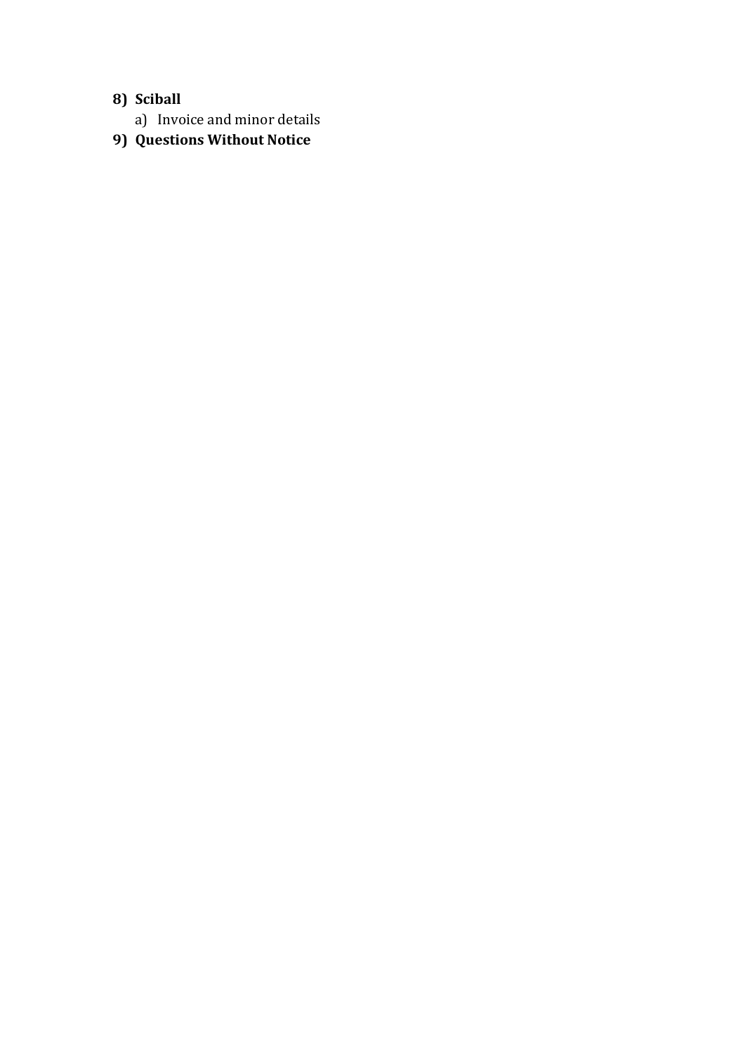8) **Sciball**
    a) Invoice and minor details
9) **Questions Without Notice**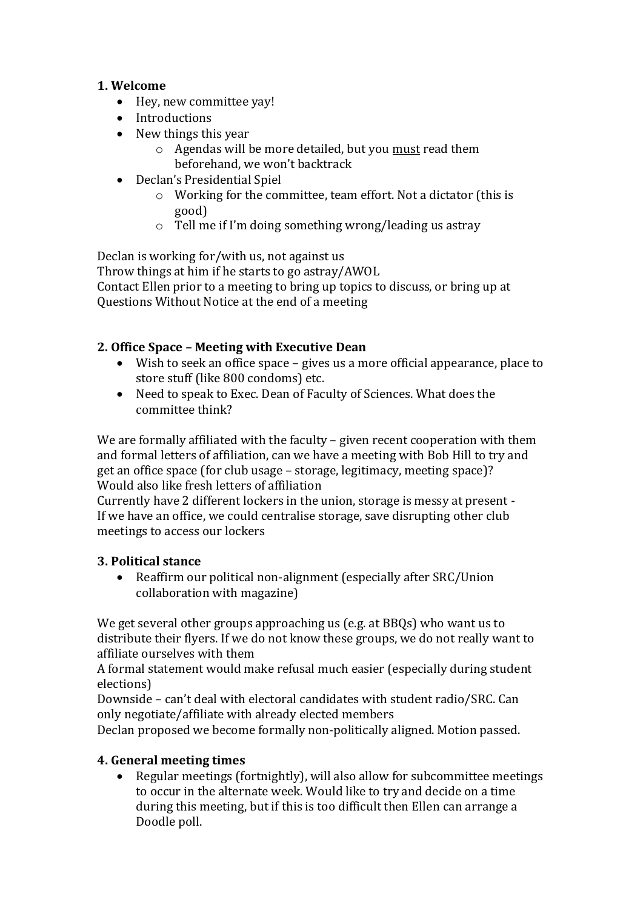### 1. Welcome

- Hey, new committee yay!
- Introductions
- New things this year
    - Agendas will be more detailed, but you <u>must</u> read them beforehand, we won't backtrack
- Declan's Presidential Spiel
    - Working for the committee, team effort. Not a dictator (this is good)
    - Tell me if I'm doing something wrong/leading us astray

Declan is working for/with us, not against us
Throw things at him if he starts to go astray/AWOL
Contact Ellen prior to a meeting to bring up topics to discuss, or bring up at Questions Without Notice at the end of a meeting

### 2. Office Space – Meeting with Executive Dean

- Wish to seek an office space – gives us a more official appearance, place to store stuff (like 800 condoms) etc.
- Need to speak to Exec. Dean of Faculty of Sciences. What does the committee think?

We are formally affiliated with the faculty – given recent cooperation with them and formal letters of affiliation, can we have a meeting with Bob Hill to try and get an office space (for club usage – storage, legitimacy, meeting space)?
Would also like fresh letters of affiliation
Currently have 2 different lockers in the union, storage is messy at present - If we have an office, we could centralise storage, save disrupting other club meetings to access our lockers

### 3. Political stance

- Reaffirm our political non-alignment (especially after SRC/Union collaboration with magazine)

We get several other groups approaching us (e.g. at BBQs) who want us to distribute their flyers. If we do not know these groups, we do not really want to affiliate ourselves with them
A formal statement would make refusal much easier (especially during student elections)
Downside – can't deal with electoral candidates with student radio/SRC. Can only negotiate/affiliate with already elected members
Declan proposed we become formally non-politically aligned. Motion passed.

### 4. General meeting times

- Regular meetings (fortnightly), will also allow for subcommittee meetings to occur in the alternate week. Would like to try and decide on a time during this meeting, but if this is too difficult then Ellen can arrange a Doodle poll.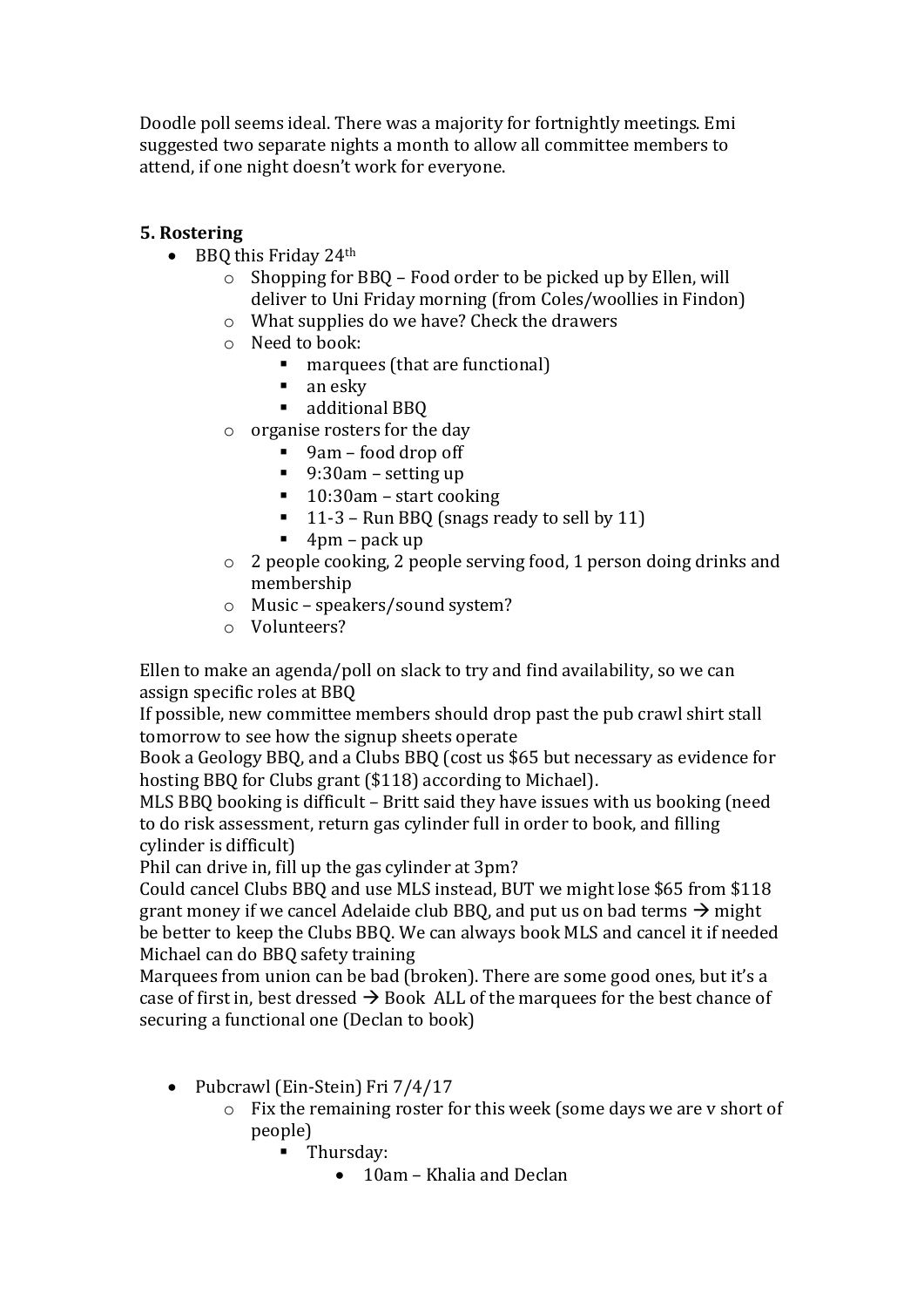Doodle poll seems ideal. There was a majority for fortnightly meetings. Emi suggested two separate nights a month to allow all committee members to attend, if one night doesn't work for everyone.

## 5. Rostering

- BBQ this Friday 24th
  - Shopping for BBQ – Food order to be picked up by Ellen, will deliver to Uni Friday morning (from Coles/woollies in Findon)
  - What supplies do we have? Check the drawers
  - Need to book:
    - marquees (that are functional)
    - an esky
    - additional BBQ
  - organise rosters for the day
    - 9am – food drop off
    - 9:30am – setting up
    - 10:30am – start cooking
    - 11-3 – Run BBQ (snags ready to sell by 11)
    - 4pm – pack up
  - 2 people cooking, 2 people serving food, 1 person doing drinks and membership
  - Music – speakers/sound system?
  - Volunteers?

Ellen to make an agenda/poll on slack to try and find availability, so we can assign specific roles at BBQ
If possible, new committee members should drop past the pub crawl shirt stall tomorrow to see how the signup sheets operate
Book a Geology BBQ, and a Clubs BBQ (cost us $65 but necessary as evidence for hosting BBQ for Clubs grant ($118) according to Michael).
MLS BBQ booking is difficult – Britt said they have issues with us booking (need to do risk assessment, return gas cylinder full in order to book, and filling cylinder is difficult)
Phil can drive in, fill up the gas cylinder at 3pm?
Could cancel Clubs BBQ and use MLS instead, BUT we might lose $65 from $118 grant money if we cancel Adelaide club BBQ, and put us on bad terms → might be better to keep the Clubs BBQ. We can always book MLS and cancel it if needed
Michael can do BBQ safety training
Marquees from union can be bad (broken). There are some good ones, but it's a case of first in, best dressed → Book ALL of the marquees for the best chance of securing a functional one (Declan to book)

- Pubcrawl (Ein-Stein) Fri 7/4/17
  - Fix the remaining roster for this week (some days we are v short of people)
    - Thursday:
      - 10am – Khalia and Declan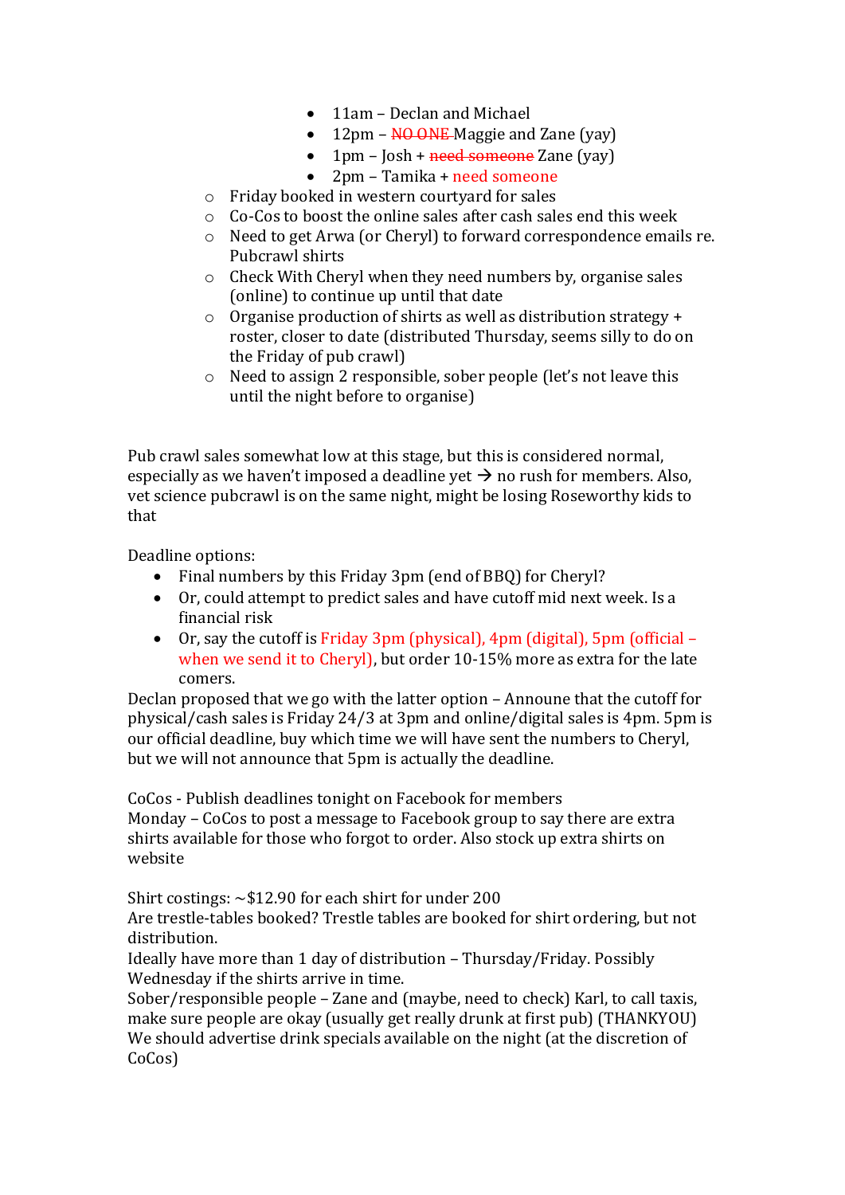- 11am – Declan and Michael
        - 12pm – ~~NO ONE~~ Maggie and Zane (yay)
        - 1pm – Josh + ~~need someone~~ Zane (yay)
        - 2pm – Tamika + need someone
    - Friday booked in western courtyard for sales
    - Co-Cos to boost the online sales after cash sales end this week
    - Need to get Arwa (or Cheryl) to forward correspondence emails re. Pubcrawl shirts
    - Check With Cheryl when they need numbers by, organise sales (online) to continue up until that date
    - Organise production of shirts as well as distribution strategy + roster, closer to date (distributed Thursday, seems silly to do on the Friday of pub crawl)
    - Need to assign 2 responsible, sober people (let's not leave this until the night before to organise)

Pub crawl sales somewhat low at this stage, but this is considered normal, especially as we haven't imposed a deadline yet → no rush for members. Also, vet science pubcrawl is on the same night, might be losing Roseworthy kids to that

Deadline options:

- Final numbers by this Friday 3pm (end of BBQ) for Cheryl?
- Or, could attempt to predict sales and have cutoff mid next week. Is a financial risk
- Or, say the cutoff is Friday 3pm (physical), 4pm (digital), 5pm (official – when we send it to Cheryl), but order 10-15% more as extra for the late comers.

Declan proposed that we go with the latter option – Announe that the cutoff for physical/cash sales is Friday 24/3 at 3pm and online/digital sales is 4pm. 5pm is our official deadline, buy which time we will have sent the numbers to Cheryl, but we will not announce that 5pm is actually the deadline.

CoCos - Publish deadlines tonight on Facebook for members
Monday – CoCos to post a message to Facebook group to say there are extra shirts available for those who forgot to order. Also stock up extra shirts on website

Shirt costings: ~$12.90 for each shirt for under 200
Are trestle-tables booked? Trestle tables are booked for shirt ordering, but not distribution.
Ideally have more than 1 day of distribution – Thursday/Friday. Possibly Wednesday if the shirts arrive in time.
Sober/responsible people – Zane and (maybe, need to check) Karl, to call taxis, make sure people are okay (usually get really drunk at first pub) (THANKYOU)
We should advertise drink specials available on the night (at the discretion of CoCos)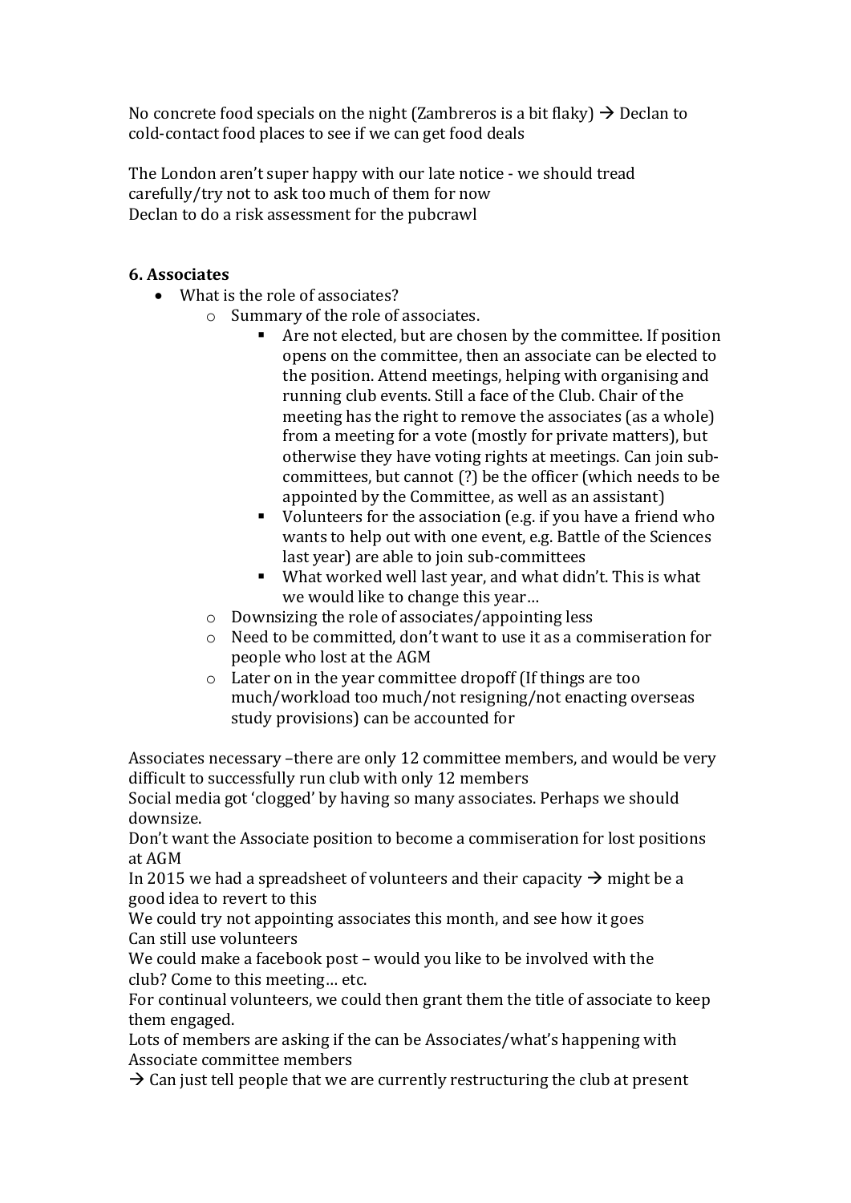No concrete food specials on the night (Zambreros is a bit flaky) → Declan to cold-contact food places to see if we can get food deals

The London aren't super happy with our late notice - we should tread carefully/try not to ask too much of them for now
Declan to do a risk assessment for the pubcrawl

### 6. Associates

- What is the role of associates?
  - Summary of the role of associates.
    - Are not elected, but are chosen by the committee. If position opens on the committee, then an associate can be elected to the position. Attend meetings, helping with organising and running club events. Still a face of the Club. Chair of the meeting has the right to remove the associates (as a whole) from a meeting for a vote (mostly for private matters), but otherwise they have voting rights at meetings. Can join sub-committees, but cannot (?) be the officer (which needs to be appointed by the Committee, as well as an assistant)
    - Volunteers for the association (e.g. if you have a friend who wants to help out with one event, e.g. Battle of the Sciences last year) are able to join sub-committees
    - What worked well last year, and what didn't. This is what we would like to change this year…
  - Downsizing the role of associates/appointing less
  - Need to be committed, don't want to use it as a commiseration for people who lost at the AGM
  - Later on in the year committee dropoff (If things are too much/workload too much/not resigning/not enacting overseas study provisions) can be accounted for

Associates necessary –there are only 12 committee members, and would be very difficult to successfully run club with only 12 members
Social media got 'clogged' by having so many associates. Perhaps we should downsize.
Don't want the Associate position to become a commiseration for lost positions at AGM
In 2015 we had a spreadsheet of volunteers and their capacity → might be a good idea to revert to this
We could try not appointing associates this month, and see how it goes
Can still use volunteers
We could make a facebook post – would you like to be involved with the club? Come to this meeting… etc.
For continual volunteers, we could then grant them the title of associate to keep them engaged.
Lots of members are asking if the can be Associates/what's happening with Associate committee members
→ Can just tell people that we are currently restructuring the club at present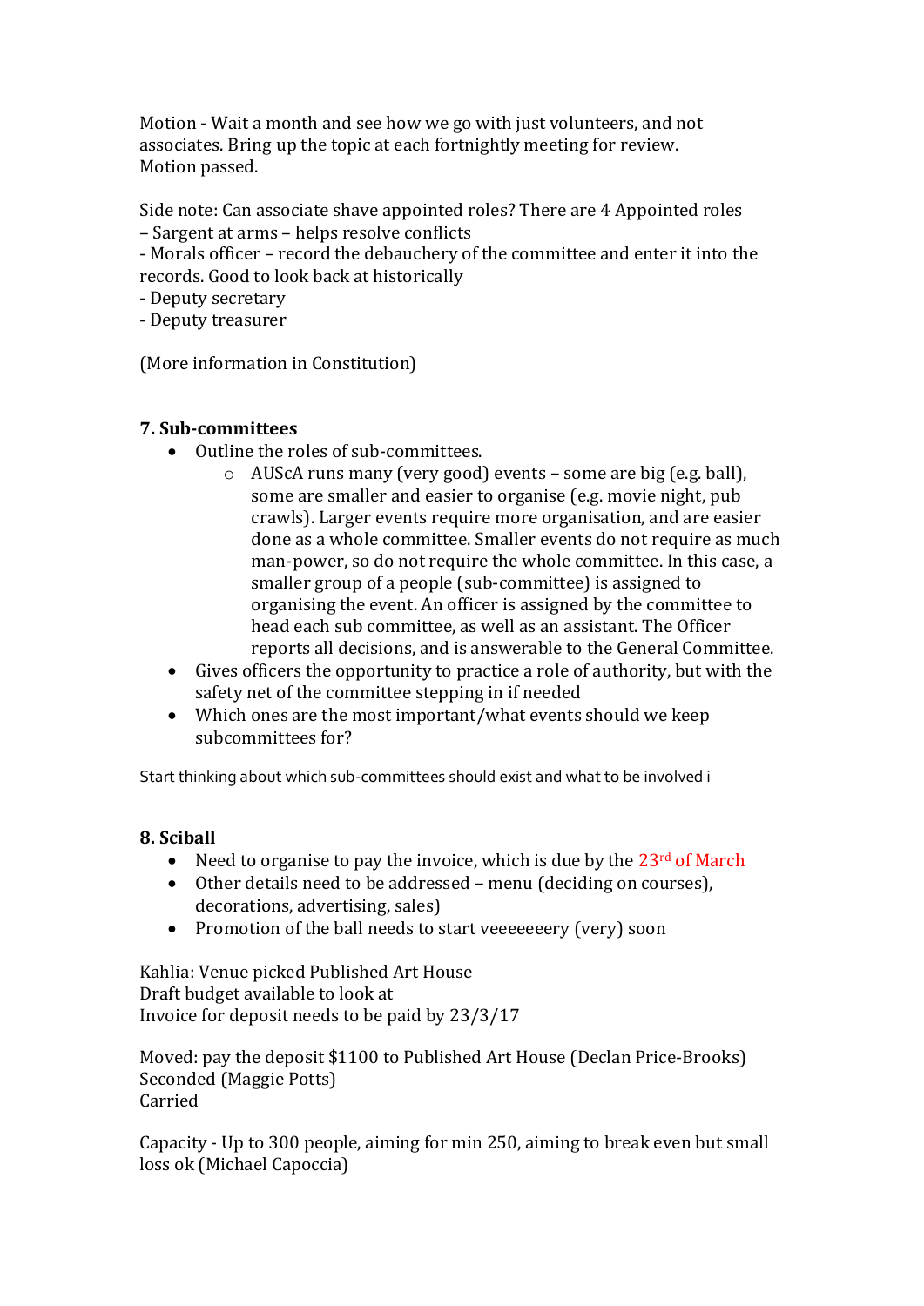Motion - Wait a month and see how we go with just volunteers, and not associates. Bring up the topic at each fortnightly meeting for review.
Motion passed.

Side note: Can associate shave appointed roles? There are 4 Appointed roles
– Sargent at arms – helps resolve conflicts
- Morals officer – record the debauchery of the committee and enter it into the records. Good to look back at historically
- Deputy secretary
- Deputy treasurer

(More information in Constitution)

**7. Sub-committees**

- Outline the roles of sub-committees.
  - AUScA runs many (very good) events – some are big (e.g. ball), some are smaller and easier to organise (e.g. movie night, pub crawls). Larger events require more organisation, and are easier done as a whole committee. Smaller events do not require as much man-power, so do not require the whole committee. In this case, a smaller group of a people (sub-committee) is assigned to organising the event. An officer is assigned by the committee to head each sub committee, as well as an assistant. The Officer reports all decisions, and is answerable to the General Committee.
- Gives officers the opportunity to practice a role of authority, but with the safety net of the committee stepping in if needed
- Which ones are the most important/what events should we keep subcommittees for?

Start thinking about which sub-committees should exist and what to be involved i

**8. Sciball**

- Need to organise to pay the invoice, which is due by the 23rd of March
- Other details need to be addressed – menu (deciding on courses), decorations, advertising, sales)
- Promotion of the ball needs to start veeeeeeery (very) soon

Kahlia: Venue picked Published Art House
Draft budget available to look at
Invoice for deposit needs to be paid by 23/3/17

Moved: pay the deposit $1100 to Published Art House (Declan Price-Brooks)
Seconded (Maggie Potts)
Carried

Capacity - Up to 300 people, aiming for min 250, aiming to break even but small loss ok (Michael Capoccia)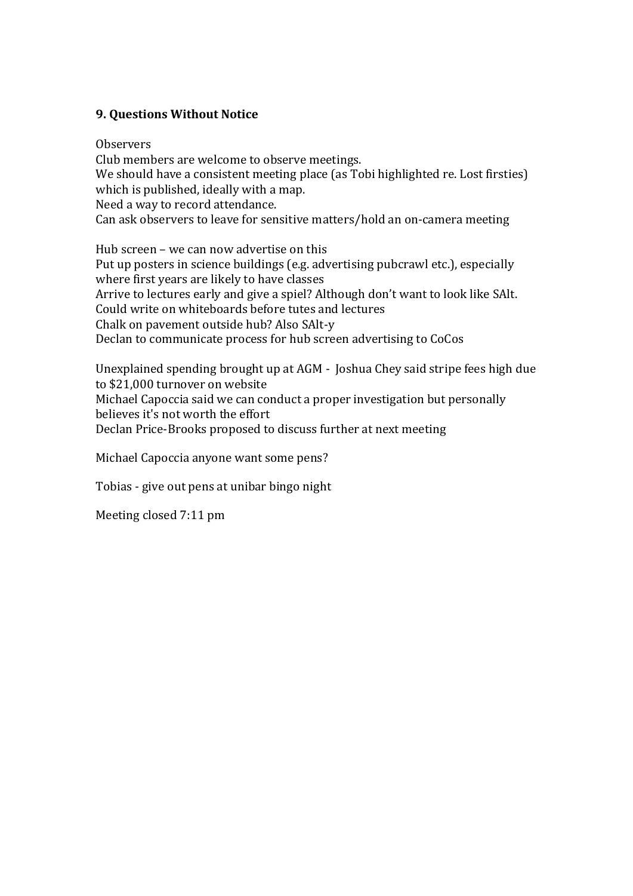### 9. Questions Without Notice

Observers
Club members are welcome to observe meetings.
We should have a consistent meeting place (as Tobi highlighted re. Lost firsties) which is published, ideally with a map.
Need a way to record attendance.
Can ask observers to leave for sensitive matters/hold an on-camera meeting

Hub screen – we can now advertise on this
Put up posters in science buildings (e.g. advertising pubcrawl etc.), especially where first years are likely to have classes
Arrive to lectures early and give a spiel? Although don't want to look like SAlt.
Could write on whiteboards before tutes and lectures
Chalk on pavement outside hub? Also SAlt-y
Declan to communicate process for hub screen advertising to CoCos

Unexplained spending brought up at AGM - Joshua Chey said stripe fees high due to $21,000 turnover on website
Michael Capoccia said we can conduct a proper investigation but personally believes it's not worth the effort
Declan Price-Brooks proposed to discuss further at next meeting

Michael Capoccia anyone want some pens?

Tobias - give out pens at unibar bingo night

Meeting closed 7:11 pm